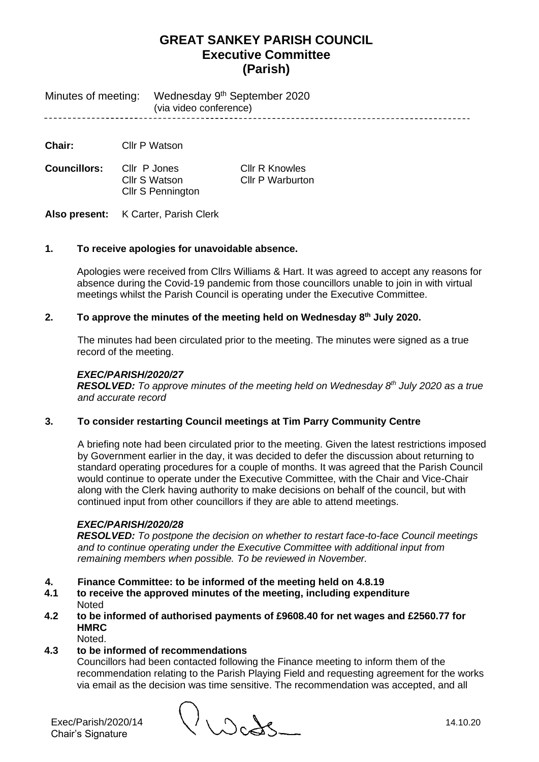# GREAT SANKEY PARISH COUNCIL
## Executive Committee
## (Parish)

Minutes of meeting: Wednesday 9th September 2020
(via video conference)

---

**Chair:** Cllr P Watson

**Councillors:** Cllr P Jones, Cllr S Watson, Cllr S Pennington, Cllr R Knowles, Cllr P Warburton

**Also present:** K Carter, Parish Clerk

**1. To receive apologies for unavoidable absence.**

Apologies were received from Cllrs Williams & Hart. It was agreed to accept any reasons for absence during the Covid-19 pandemic from those councillors unable to join in with virtual meetings whilst the Parish Council is operating under the Executive Committee.

**2. To approve the minutes of the meeting held on Wednesday 8th July 2020.**

The minutes had been circulated prior to the meeting. The minutes were signed as a true record of the meeting.

***EXEC/PARISH/2020/27***
***RESOLVED:*** *To approve minutes of the meeting held on Wednesday 8th July 2020 as a true and accurate record*

**3. To consider restarting Council meetings at Tim Parry Community Centre**

A briefing note had been circulated prior to the meeting. Given the latest restrictions imposed by Government earlier in the day, it was decided to defer the discussion about returning to standard operating procedures for a couple of months. It was agreed that the Parish Council would continue to operate under the Executive Committee, with the Chair and Vice-Chair along with the Clerk having authority to make decisions on behalf of the council, but with continued input from other councillors if they are able to attend meetings.

***EXEC/PARISH/2020/28***
***RESOLVED:*** *To postpone the decision on whether to restart face-to-face Council meetings and to continue operating under the Executive Committee with additional input from remaining members when possible. To be reviewed in November.*

**4. Finance Committee: to be informed of the meeting held on 4.8.19**

**4.1 to receive the approved minutes of the meeting, including expenditure**
Noted

**4.2 to be informed of authorised payments of £9608.40 for net wages and £2560.77 for HMRC**
Noted.

**4.3 to be informed of recommendations**
Councillors had been contacted following the Finance meeting to inform them of the recommendation relating to the Parish Playing Field and requesting agreement for the works via email as the decision was time sensitive. The recommendation was accepted, and all

Exec/Parish/2020/14
Chair's Signature

14.10.20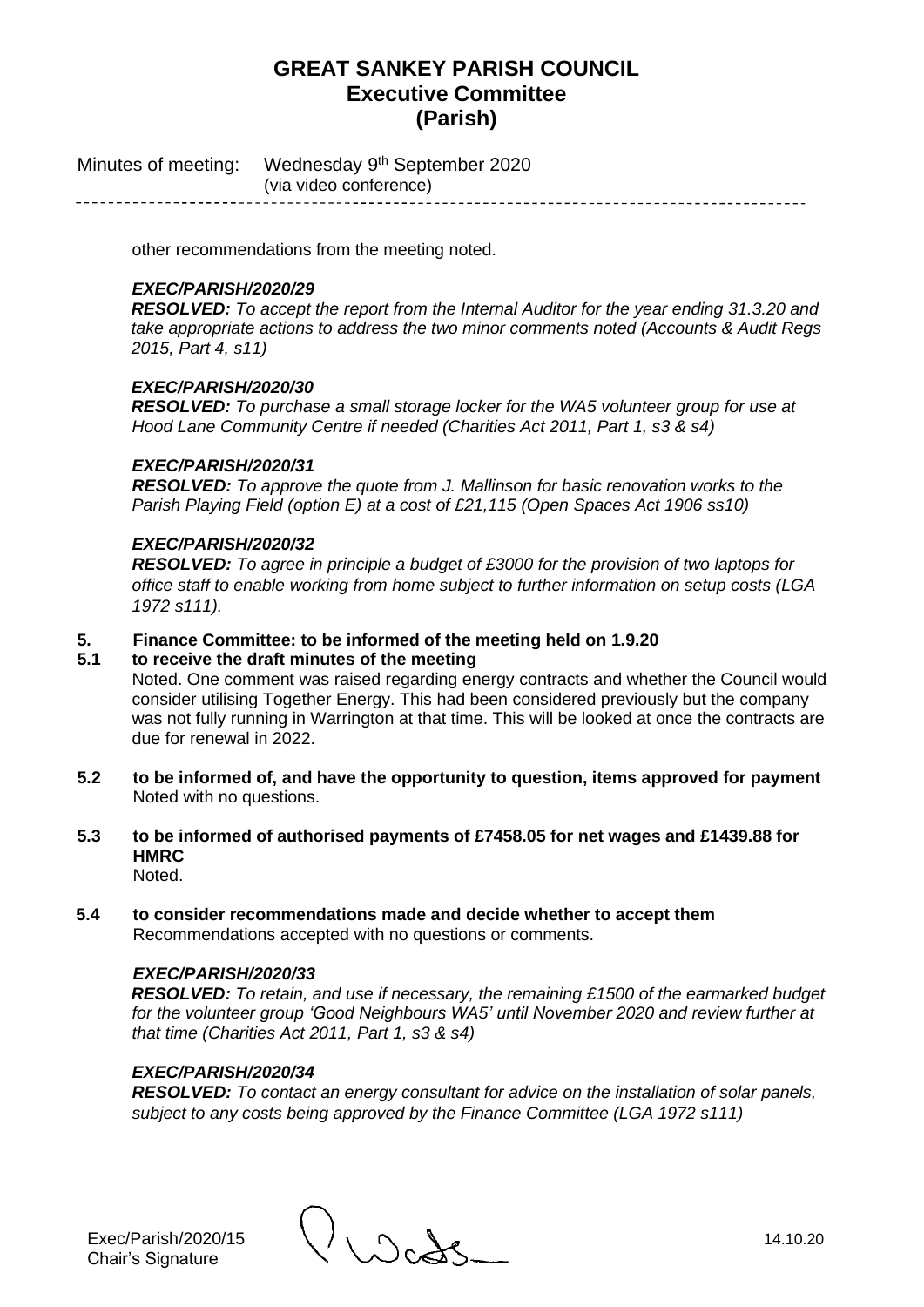other recommendations from the meeting noted.

***EXEC/PARISH/2020/29***
***RESOLVED:*** *To accept the report from the Internal Auditor for the year ending 31.3.20 and take appropriate actions to address the two minor comments noted (Accounts & Audit Regs 2015, Part 4, s11)*

***EXEC/PARISH/2020/30***
***RESOLVED:*** *To purchase a small storage locker for the WA5 volunteer group for use at Hood Lane Community Centre if needed (Charities Act 2011, Part 1, s3 & s4)*

***EXEC/PARISH/2020/31***
***RESOLVED:*** *To approve the quote from J. Mallinson for basic renovation works to the Parish Playing Field (option E) at a cost of £21,115 (Open Spaces Act 1906 ss10)*

***EXEC/PARISH/2020/32***
***RESOLVED:*** *To agree in principle a budget of £3000 for the provision of two laptops for office staff to enable working from home subject to further information on setup costs (LGA 1972 s111).*

**5. Finance Committee: to be informed of the meeting held on 1.9.20**

**5.1 to receive the draft minutes of the meeting**
Noted. One comment was raised regarding energy contracts and whether the Council would consider utilising Together Energy. This had been considered previously but the company was not fully running in Warrington at that time. This will be looked at once the contracts are due for renewal in 2022.

**5.2 to be informed of, and have the opportunity to question, items approved for payment**
Noted with no questions.

**5.3 to be informed of authorised payments of £7458.05 for net wages and £1439.88 for HMRC**
Noted.

**5.4 to consider recommendations made and decide whether to accept them**
Recommendations accepted with no questions or comments.

***EXEC/PARISH/2020/33***
***RESOLVED:*** *To retain, and use if necessary, the remaining £1500 of the earmarked budget for the volunteer group 'Good Neighbours WA5' until November 2020 and review further at that time (Charities Act 2011, Part 1, s3 & s4)*

***EXEC/PARISH/2020/34***
***RESOLVED:*** *To contact an energy consultant for advice on the installation of solar panels, subject to any costs being approved by the Finance Committee (LGA 1972 s111)*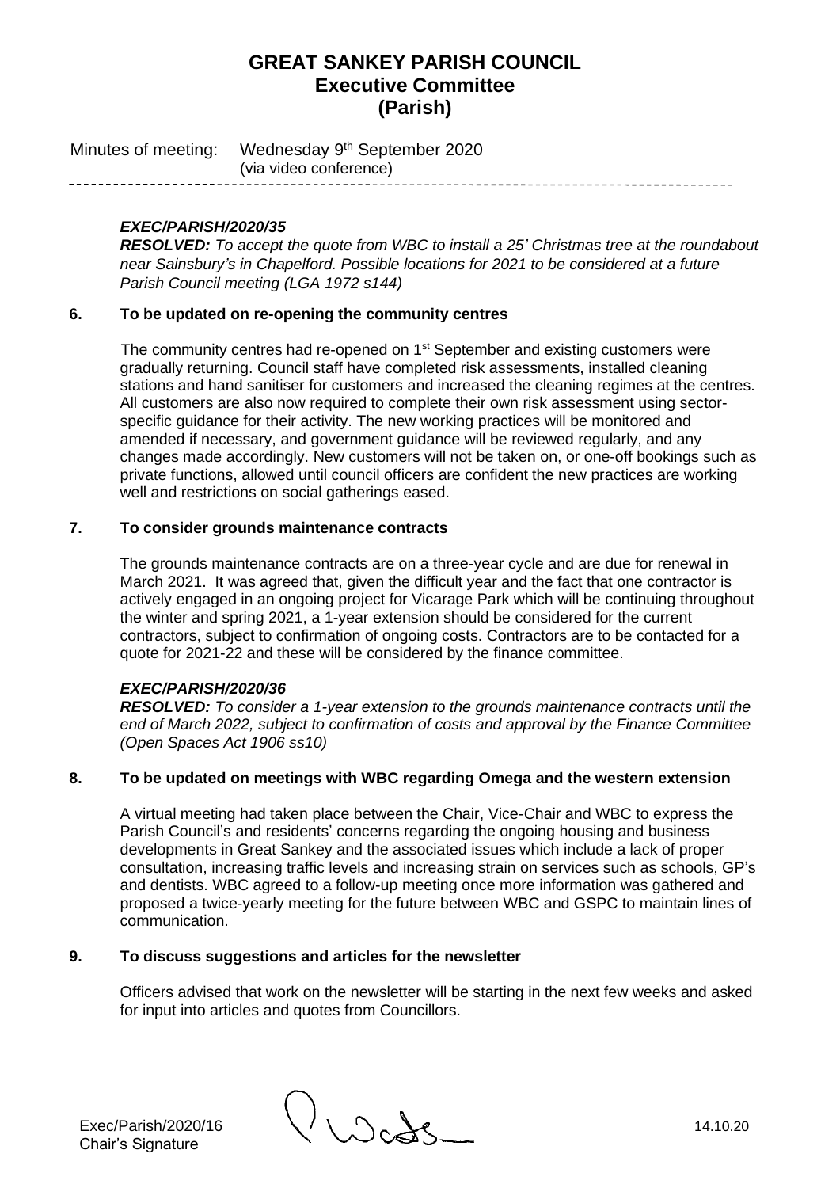# GREAT SANKEY PARISH COUNCIL
## Executive Committee
## (Parish)

Minutes of meeting: Wednesday 9th September 2020
(via video conference)

---

***EXEC/PARISH/2020/35***

***RESOLVED:*** *To accept the quote from WBC to install a 25' Christmas tree at the roundabout near Sainsbury's in Chapelford. Possible locations for 2021 to be considered at a future Parish Council meeting (LGA 1972 s144)*

### 6. To be updated on re-opening the community centres

The community centres had re-opened on 1st September and existing customers were gradually returning. Council staff have completed risk assessments, installed cleaning stations and hand sanitiser for customers and increased the cleaning regimes at the centres. All customers are also now required to complete their own risk assessment using sector-specific guidance for their activity. The new working practices will be monitored and amended if necessary, and government guidance will be reviewed regularly, and any changes made accordingly. New customers will not be taken on, or one-off bookings such as private functions, allowed until council officers are confident the new practices are working well and restrictions on social gatherings eased.

### 7. To consider grounds maintenance contracts

The grounds maintenance contracts are on a three-year cycle and are due for renewal in March 2021. It was agreed that, given the difficult year and the fact that one contractor is actively engaged in an ongoing project for Vicarage Park which will be continuing throughout the winter and spring 2021, a 1-year extension should be considered for the current contractors, subject to confirmation of ongoing costs. Contractors are to be contacted for a quote for 2021-22 and these will be considered by the finance committee.

***EXEC/PARISH/2020/36***

***RESOLVED:*** *To consider a 1-year extension to the grounds maintenance contracts until the end of March 2022, subject to confirmation of costs and approval by the Finance Committee (Open Spaces Act 1906 ss10)*

### 8. To be updated on meetings with WBC regarding Omega and the western extension

A virtual meeting had taken place between the Chair, Vice-Chair and WBC to express the Parish Council's and residents' concerns regarding the ongoing housing and business developments in Great Sankey and the associated issues which include a lack of proper consultation, increasing traffic levels and increasing strain on services such as schools, GP's and dentists. WBC agreed to a follow-up meeting once more information was gathered and proposed a twice-yearly meeting for the future between WBC and GSPC to maintain lines of communication.

### 9. To discuss suggestions and articles for the newsletter

Officers advised that work on the newsletter will be starting in the next few weeks and asked for input into articles and quotes from Councillors.

Exec/Parish/2020/16
Chair's Signature — 14.10.20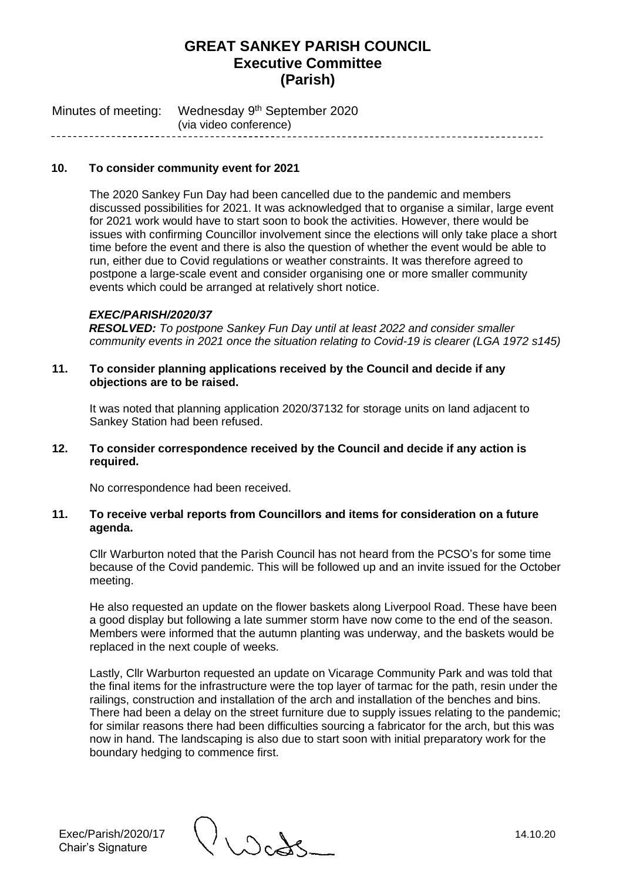# GREAT SANKEY PARISH COUNCIL
## Executive Committee
## (Parish)

Minutes of meeting: Wednesday 9th September 2020
(via video conference)

---

**10. To consider community event for 2021**

The 2020 Sankey Fun Day had been cancelled due to the pandemic and members discussed possibilities for 2021. It was acknowledged that to organise a similar, large event for 2021 work would have to start soon to book the activities. However, there would be issues with confirming Councillor involvement since the elections will only take place a short time before the event and there is also the question of whether the event would be able to run, either due to Covid regulations or weather constraints. It was therefore agreed to postpone a large-scale event and consider organising one or more smaller community events which could be arranged at relatively short notice.

***EXEC/PARISH/2020/37***
***RESOLVED:*** *To postpone Sankey Fun Day until at least 2022 and consider smaller community events in 2021 once the situation relating to Covid-19 is clearer (LGA 1972 s145)*

**11. To consider planning applications received by the Council and decide if any objections are to be raised.**

It was noted that planning application 2020/37132 for storage units on land adjacent to Sankey Station had been refused.

**12. To consider correspondence received by the Council and decide if any action is required.**

No correspondence had been received.

**11. To receive verbal reports from Councillors and items for consideration on a future agenda.**

Cllr Warburton noted that the Parish Council has not heard from the PCSO's for some time because of the Covid pandemic. This will be followed up and an invite issued for the October meeting.

He also requested an update on the flower baskets along Liverpool Road. These have been a good display but following a late summer storm have now come to the end of the season. Members were informed that the autumn planting was underway, and the baskets would be replaced in the next couple of weeks.

Lastly, Cllr Warburton requested an update on Vicarage Community Park and was told that the final items for the infrastructure were the top layer of tarmac for the path, resin under the railings, construction and installation of the arch and installation of the benches and bins. There had been a delay on the street furniture due to supply issues relating to the pandemic; for similar reasons there had been difficulties sourcing a fabricator for the arch, but this was now in hand. The landscaping is also due to start soon with initial preparatory work for the boundary hedging to commence first.

Exec/Parish/2020/17
Chair's Signature 14.10.20